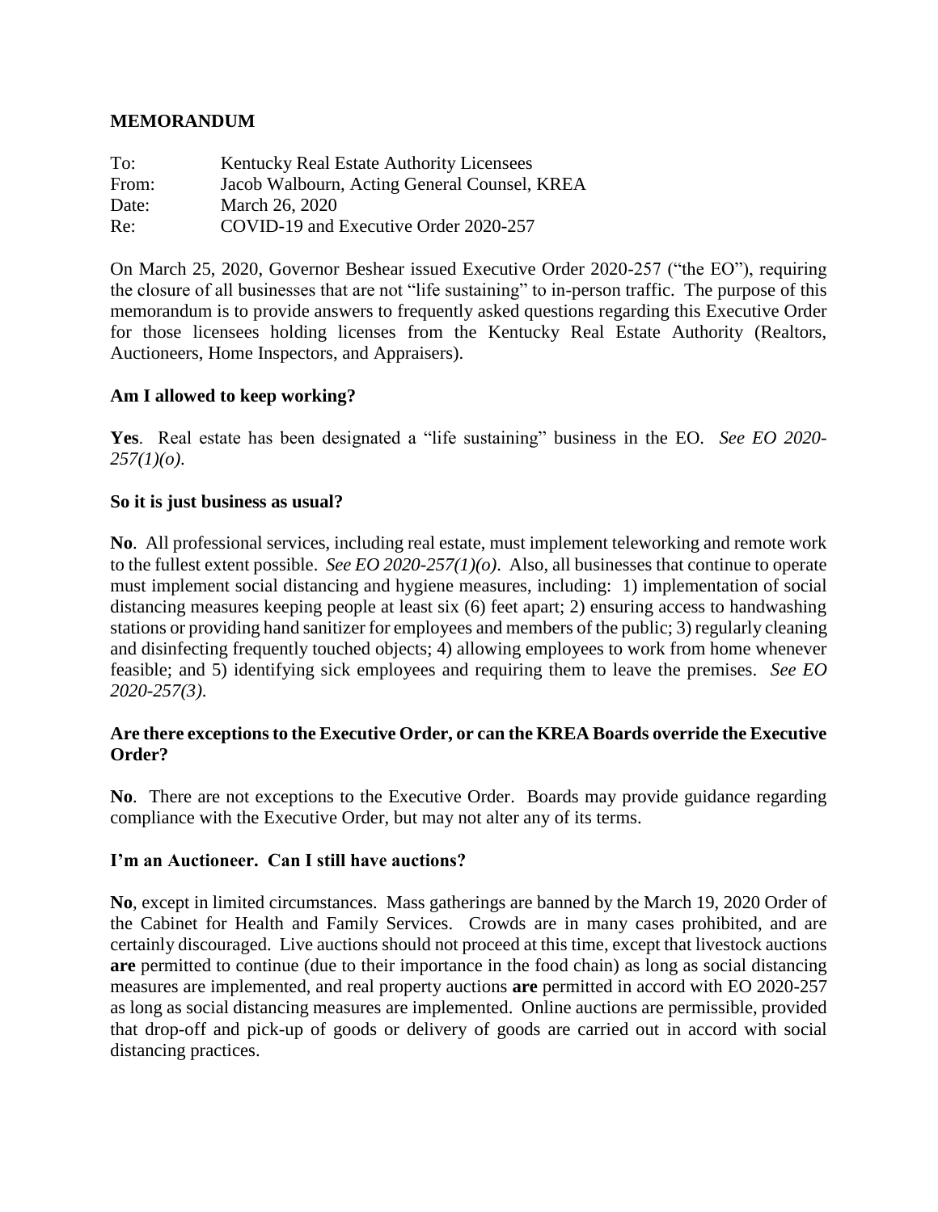**MEMORANDUM**

| | |
|---|---|
| To: | Kentucky Real Estate Authority Licensees |
| From: | Jacob Walbourn, Acting General Counsel, KREA |
| Date: | March 26, 2020 |
| Re: | COVID-19 and Executive Order 2020-257 |

On March 25, 2020, Governor Beshear issued Executive Order 2020-257 ("the EO"), requiring the closure of all businesses that are not "life sustaining" to in-person traffic. The purpose of this memorandum is to provide answers to frequently asked questions regarding this Executive Order for those licensees holding licenses from the Kentucky Real Estate Authority (Realtors, Auctioneers, Home Inspectors, and Appraisers).

**Am I allowed to keep working?**

**Yes**. Real estate has been designated a "life sustaining" business in the EO. *See EO 2020-257(1)(o).*

**So it is just business as usual?**

**No**. All professional services, including real estate, must implement teleworking and remote work to the fullest extent possible. *See EO 2020-257(1)(o)*. Also, all businesses that continue to operate must implement social distancing and hygiene measures, including: 1) implementation of social distancing measures keeping people at least six (6) feet apart; 2) ensuring access to handwashing stations or providing hand sanitizer for employees and members of the public; 3) regularly cleaning and disinfecting frequently touched objects; 4) allowing employees to work from home whenever feasible; and 5) identifying sick employees and requiring them to leave the premises. *See EO 2020-257(3)*.

**Are there exceptions to the Executive Order, or can the KREA Boards override the Executive Order?**

**No**. There are not exceptions to the Executive Order. Boards may provide guidance regarding compliance with the Executive Order, but may not alter any of its terms.

**I'm an Auctioneer. Can I still have auctions?**

**No**, except in limited circumstances. Mass gatherings are banned by the March 19, 2020 Order of the Cabinet for Health and Family Services. Crowds are in many cases prohibited, and are certainly discouraged. Live auctions should not proceed at this time, except that livestock auctions **are** permitted to continue (due to their importance in the food chain) as long as social distancing measures are implemented, and real property auctions **are** permitted in accord with EO 2020-257 as long as social distancing measures are implemented. Online auctions are permissible, provided that drop-off and pick-up of goods or delivery of goods are carried out in accord with social distancing practices.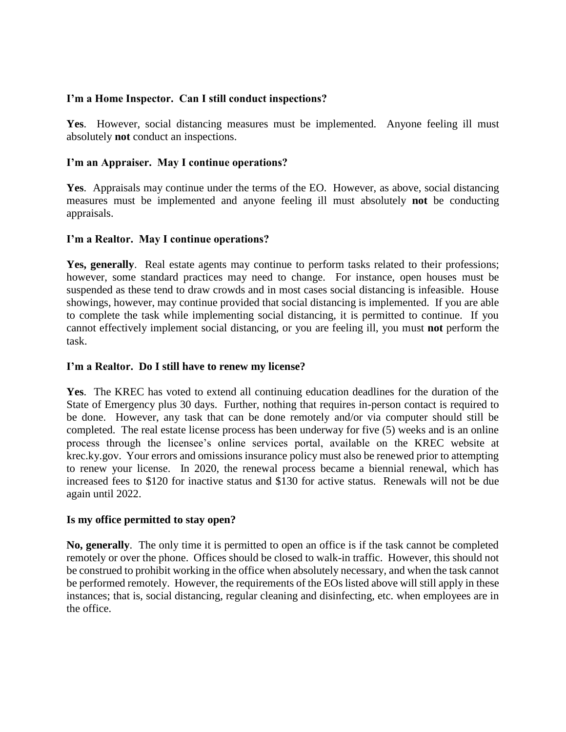**I'm a Home Inspector. Can I still conduct inspections?**

**Yes**. However, social distancing measures must be implemented. Anyone feeling ill must absolutely **not** conduct an inspections.

**I'm an Appraiser. May I continue operations?**

**Yes**. Appraisals may continue under the terms of the EO. However, as above, social distancing measures must be implemented and anyone feeling ill must absolutely **not** be conducting appraisals.

**I'm a Realtor. May I continue operations?**

**Yes, generally**. Real estate agents may continue to perform tasks related to their professions; however, some standard practices may need to change. For instance, open houses must be suspended as these tend to draw crowds and in most cases social distancing is infeasible. House showings, however, may continue provided that social distancing is implemented. If you are able to complete the task while implementing social distancing, it is permitted to continue. If you cannot effectively implement social distancing, or you are feeling ill, you must **not** perform the task.

**I'm a Realtor. Do I still have to renew my license?**

**Yes**. The KREC has voted to extend all continuing education deadlines for the duration of the State of Emergency plus 30 days. Further, nothing that requires in-person contact is required to be done. However, any task that can be done remotely and/or via computer should still be completed. The real estate license process has been underway for five (5) weeks and is an online process through the licensee's online services portal, available on the KREC website at krec.ky.gov. Your errors and omissions insurance policy must also be renewed prior to attempting to renew your license. In 2020, the renewal process became a biennial renewal, which has increased fees to $120 for inactive status and $130 for active status. Renewals will not be due again until 2022.

**Is my office permitted to stay open?**

**No, generally**. The only time it is permitted to open an office is if the task cannot be completed remotely or over the phone. Offices should be closed to walk-in traffic. However, this should not be construed to prohibit working in the office when absolutely necessary, and when the task cannot be performed remotely. However, the requirements of the EOs listed above will still apply in these instances; that is, social distancing, regular cleaning and disinfecting, etc. when employees are in the office.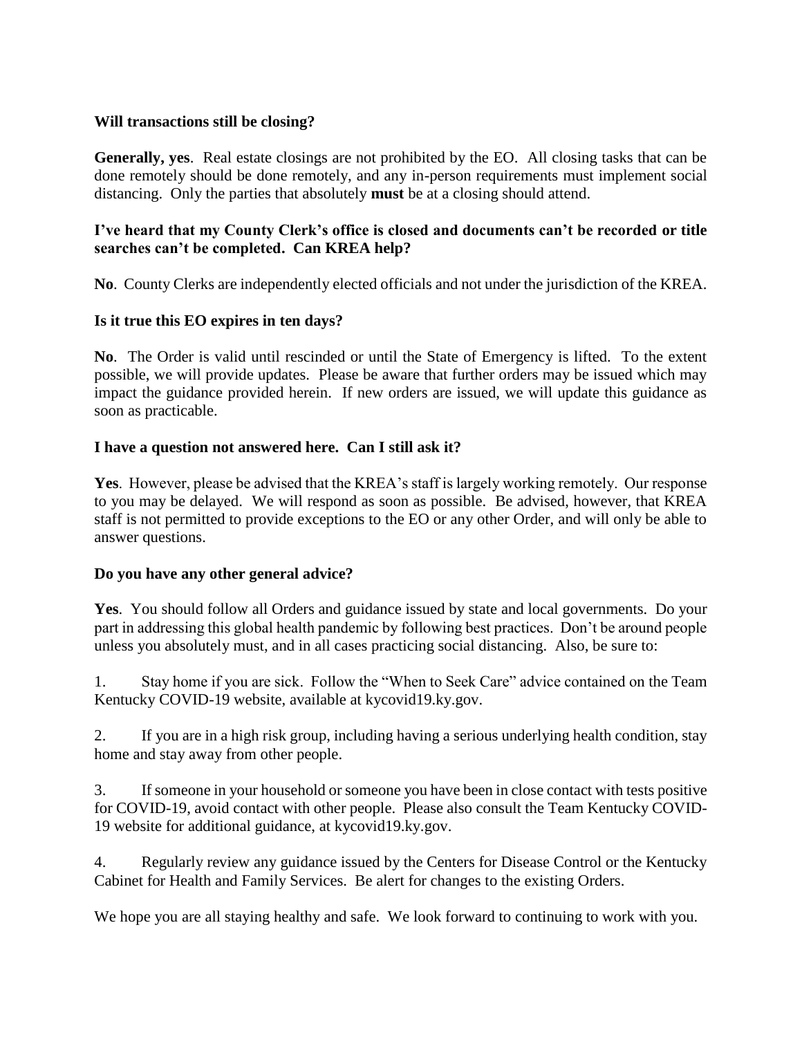**Will transactions still be closing?**

**Generally, yes**. Real estate closings are not prohibited by the EO. All closing tasks that can be done remotely should be done remotely, and any in-person requirements must implement social distancing. Only the parties that absolutely **must** be at a closing should attend.

**I've heard that my County Clerk's office is closed and documents can't be recorded or title searches can't be completed. Can KREA help?**

**No**. County Clerks are independently elected officials and not under the jurisdiction of the KREA.

**Is it true this EO expires in ten days?**

**No**. The Order is valid until rescinded or until the State of Emergency is lifted. To the extent possible, we will provide updates. Please be aware that further orders may be issued which may impact the guidance provided herein. If new orders are issued, we will update this guidance as soon as practicable.

**I have a question not answered here. Can I still ask it?**

**Yes**. However, please be advised that the KREA's staff is largely working remotely. Our response to you may be delayed. We will respond as soon as possible. Be advised, however, that KREA staff is not permitted to provide exceptions to the EO or any other Order, and will only be able to answer questions.

**Do you have any other general advice?**

**Yes**. You should follow all Orders and guidance issued by state and local governments. Do your part in addressing this global health pandemic by following best practices. Don't be around people unless you absolutely must, and in all cases practicing social distancing. Also, be sure to:

1. Stay home if you are sick. Follow the "When to Seek Care" advice contained on the Team Kentucky COVID-19 website, available at kycovid19.ky.gov.

2. If you are in a high risk group, including having a serious underlying health condition, stay home and stay away from other people.

3. If someone in your household or someone you have been in close contact with tests positive for COVID-19, avoid contact with other people. Please also consult the Team Kentucky COVID-19 website for additional guidance, at kycovid19.ky.gov.

4. Regularly review any guidance issued by the Centers for Disease Control or the Kentucky Cabinet for Health and Family Services. Be alert for changes to the existing Orders.

We hope you are all staying healthy and safe. We look forward to continuing to work with you.